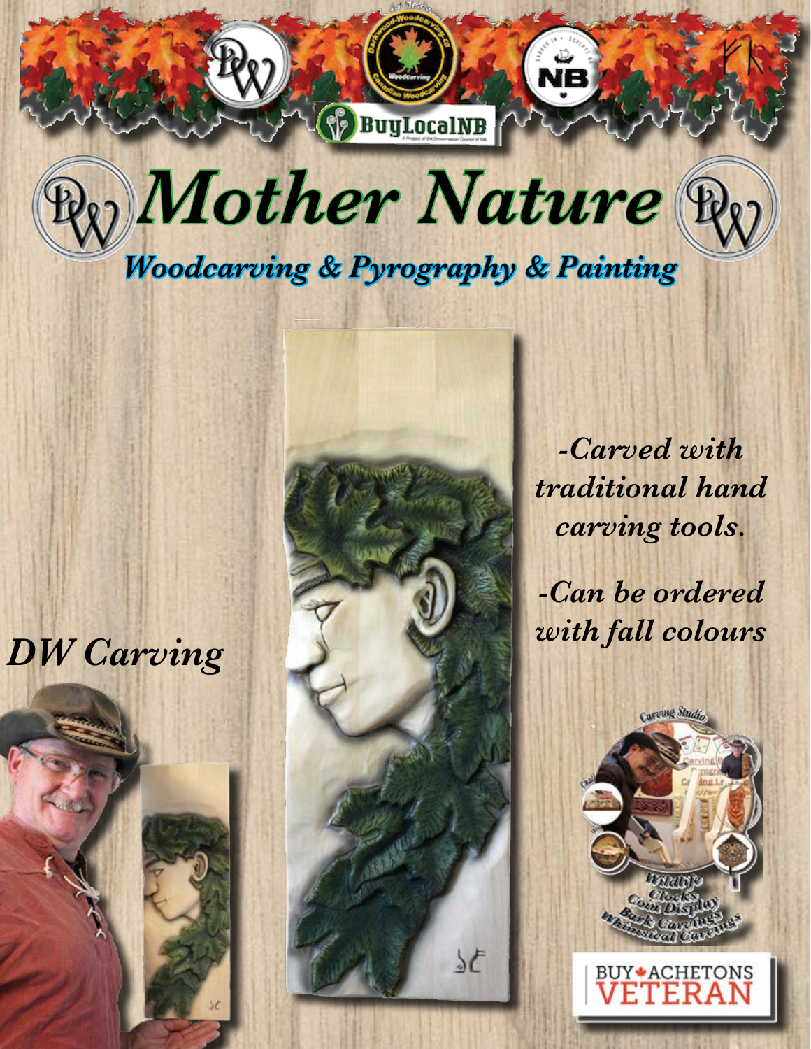# Mother Nature

## *Woodcarving & Pyrography & Painting*

*-Carved with traditional hand carving tools.*

*-Can be ordered with fall colours*

*DW Carving*

BUY ACHETONS VETERAN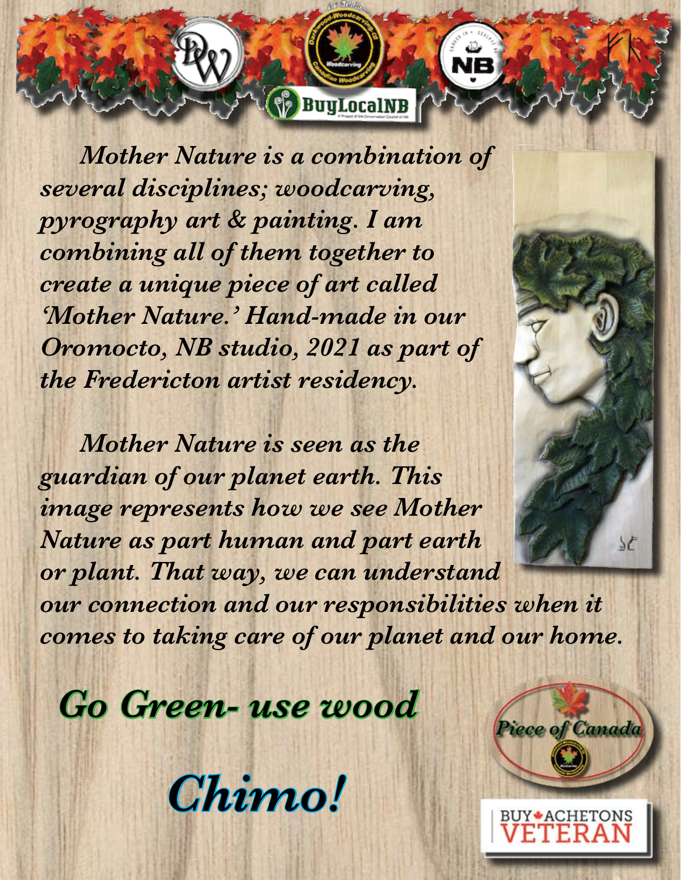*Mother Nature is a combination of several disciplines; woodcarving, pyrography art & painting. I am combining all of them together to create a unique piece of art called 'Mother Nature.' Hand-made in our Oromocto, NB studio, 2021 as part of the Fredericton artist residency.*

*Mother Nature is seen as the guardian of our planet earth. This image represents how we see Mother Nature as part human and part earth or plant. That way, we can understand our connection and our responsibilities when it comes to taking care of our planet and our home.*

***Go Green- use wood***

***Chimo!***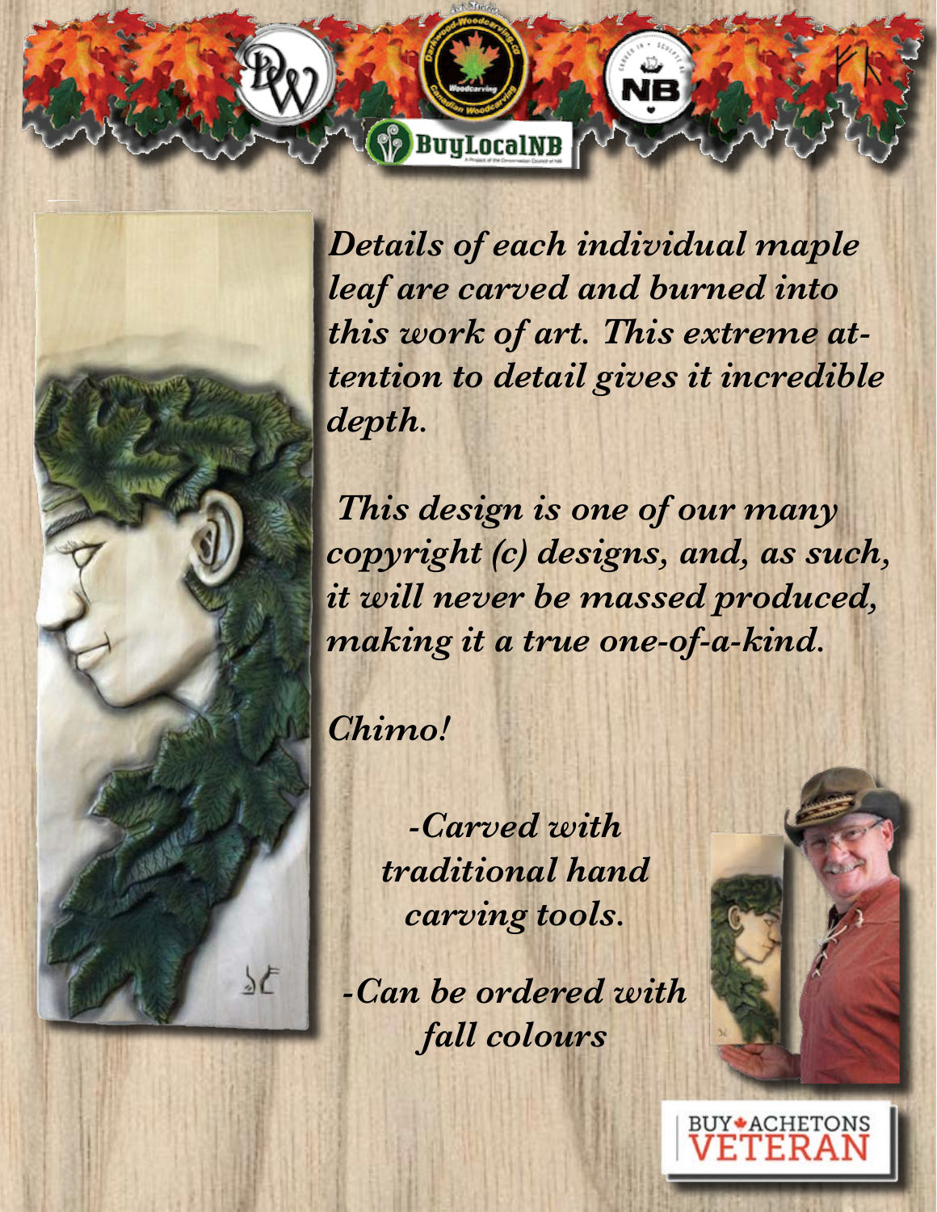*Details of each individual maple leaf are carved and burned into this work of art. This extreme attention to detail gives it incredible depth.*

*This design is one of our many copyright (c) designs, and, as such, it will never be massed produced, making it a true one-of-a-kind.*

*Chimo!*

*-Carved with traditional hand carving tools.*

*-Can be ordered with fall colours*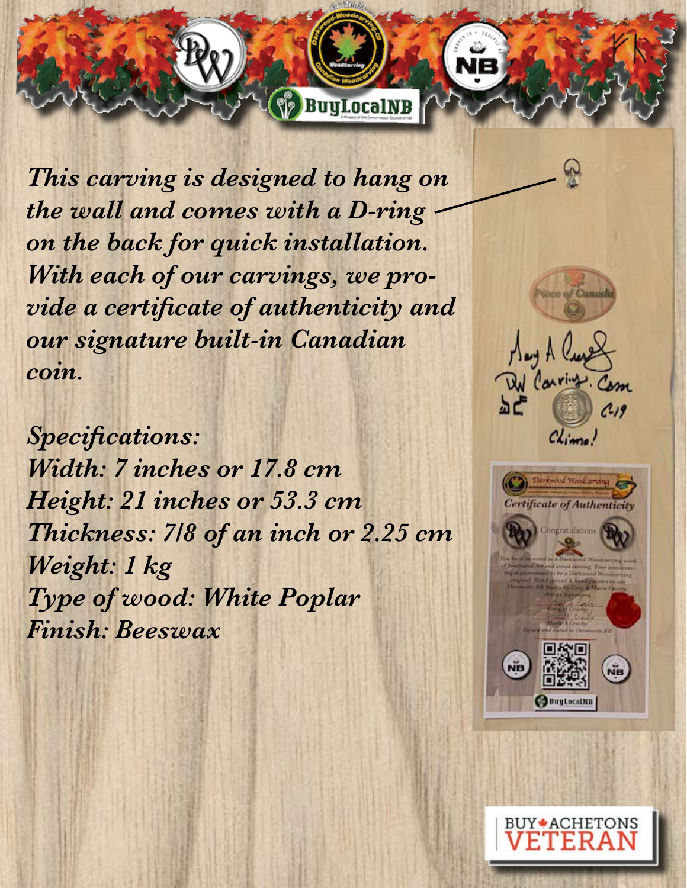*This carving is designed to hang on the wall and comes with a D-ring on the back for quick installation. With each of our carvings, we provide a certificate of authenticity and our signature built-in Canadian coin.*

*Specifications:*
*Width: 7 inches or 17.8 cm*
*Height: 21 inches or 53.3 cm*
*Thickness: 7/8 of an inch or 2.25 cm*
*Weight: 1 kg*
*Type of wood: White Poplar*
*Finish: Beeswax*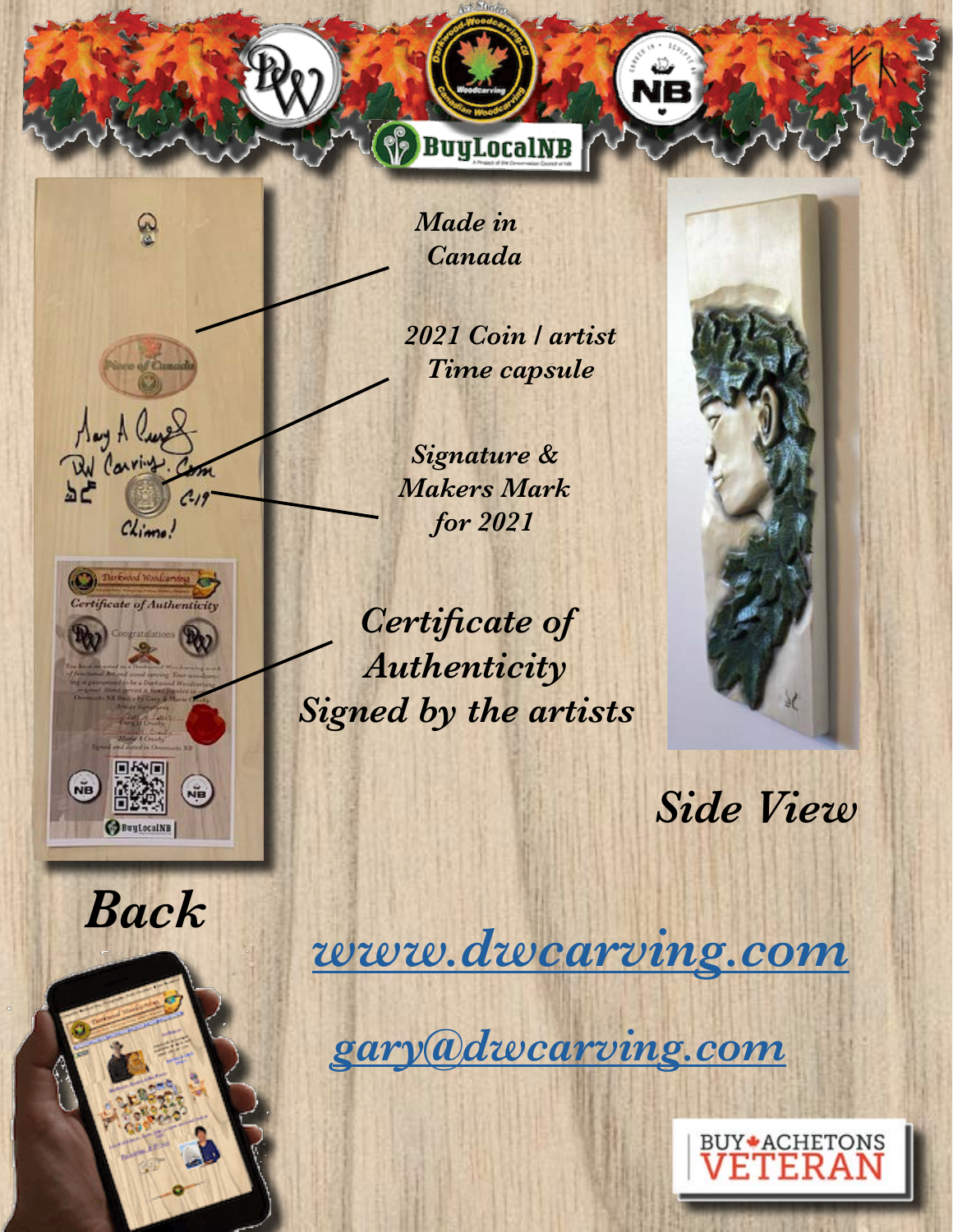*Made in Canada*

*2021 Coin / artist Time capsule*

*Signature & Makers Mark for 2021*

*Certificate of Authenticity Signed by the artists*

*Side View*

*Back*

[www.dwcarving.com](http://www.dwcarving.com)

[gary@dwcarving.com](mailto:gary@dwcarving.com)